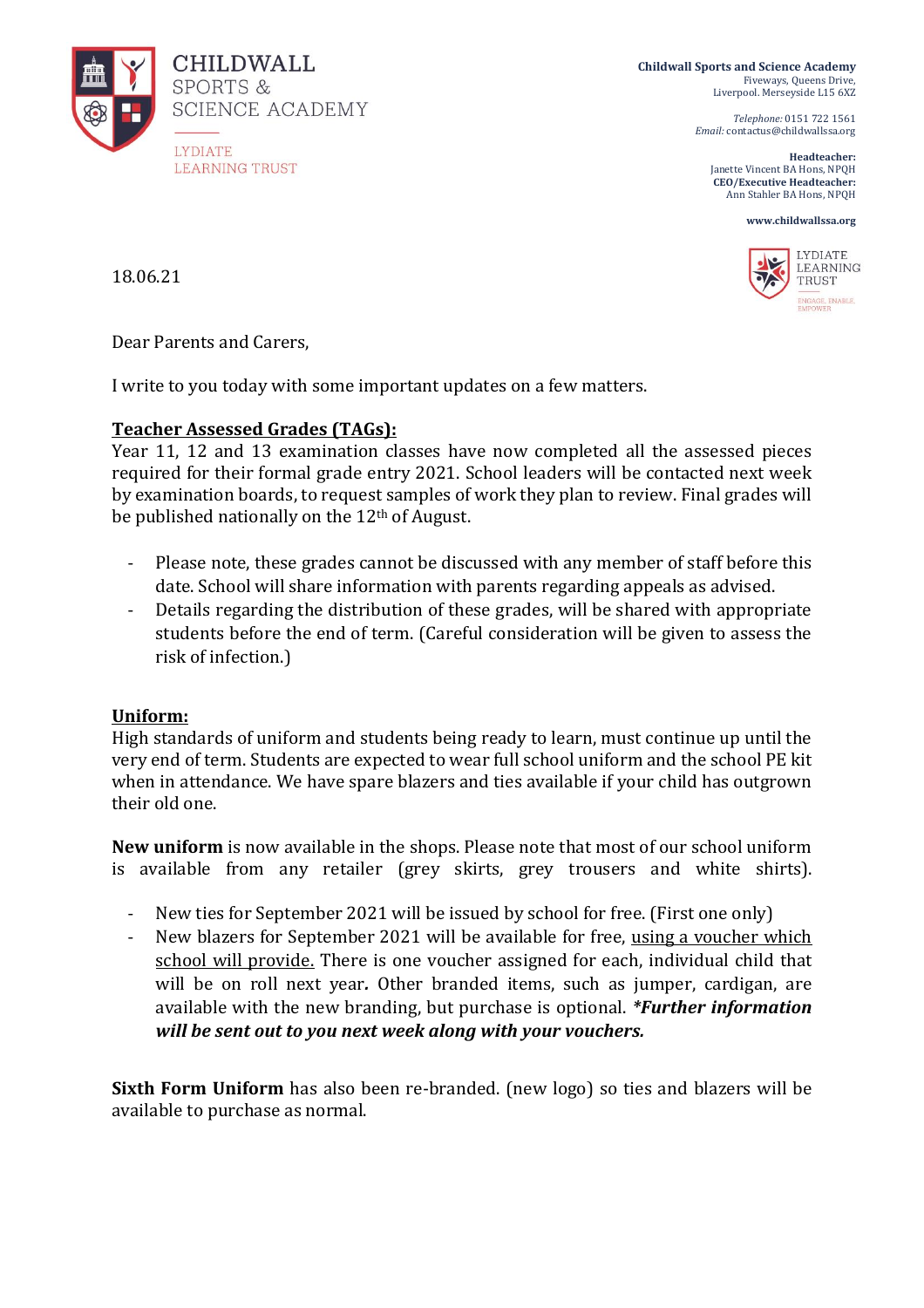**CHILDWALL SPORTS & SCIENCE ACADEMY**

LYDIATE LEARNING TRUST

**Childwall Sports and Science Academy**
Fiveways, Queens Drive,
Liverpool. Merseyside L15 6XZ

*Telephone:* 0151 722 1561
*Email:* contactus@childwallssa.org

**Headteacher:**
Janette Vincent BA Hons, NPQH
**CEO/Executive Headteacher:**
Ann Stahler BA Hons, NPQH

**www.childwallssa.org**

LYDIATE LEARNING TRUST
ENGAGE, ENABLE, EMPOWER

18.06.21

Dear Parents and Carers,

I write to you today with some important updates on a few matters.

**Teacher Assessed Grades (TAGs):**

Year 11, 12 and 13 examination classes have now completed all the assessed pieces required for their formal grade entry 2021. School leaders will be contacted next week by examination boards, to request samples of work they plan to review. Final grades will be published nationally on the 12th of August.

- Please note, these grades cannot be discussed with any member of staff before this date. School will share information with parents regarding appeals as advised.
- Details regarding the distribution of these grades, will be shared with appropriate students before the end of term. (Careful consideration will be given to assess the risk of infection.)

**Uniform:**

High standards of uniform and students being ready to learn, must continue up until the very end of term. Students are expected to wear full school uniform and the school PE kit when in attendance. We have spare blazers and ties available if your child has outgrown their old one.

**New uniform** is now available in the shops. Please note that most of our school uniform is available from any retailer (grey skirts, grey trousers and white shirts).

- New ties for September 2021 will be issued by school for free. (First one only)
- New blazers for September 2021 will be available for free, using a voucher which school will provide. There is one voucher assigned for each, individual child that will be on roll next year**.** Other branded items, such as jumper, cardigan, are available with the new branding, but purchase is optional. ***\*Further information will be sent out to you next week along with your vouchers.***

**Sixth Form Uniform** has also been re-branded. (new logo) so ties and blazers will be available to purchase as normal.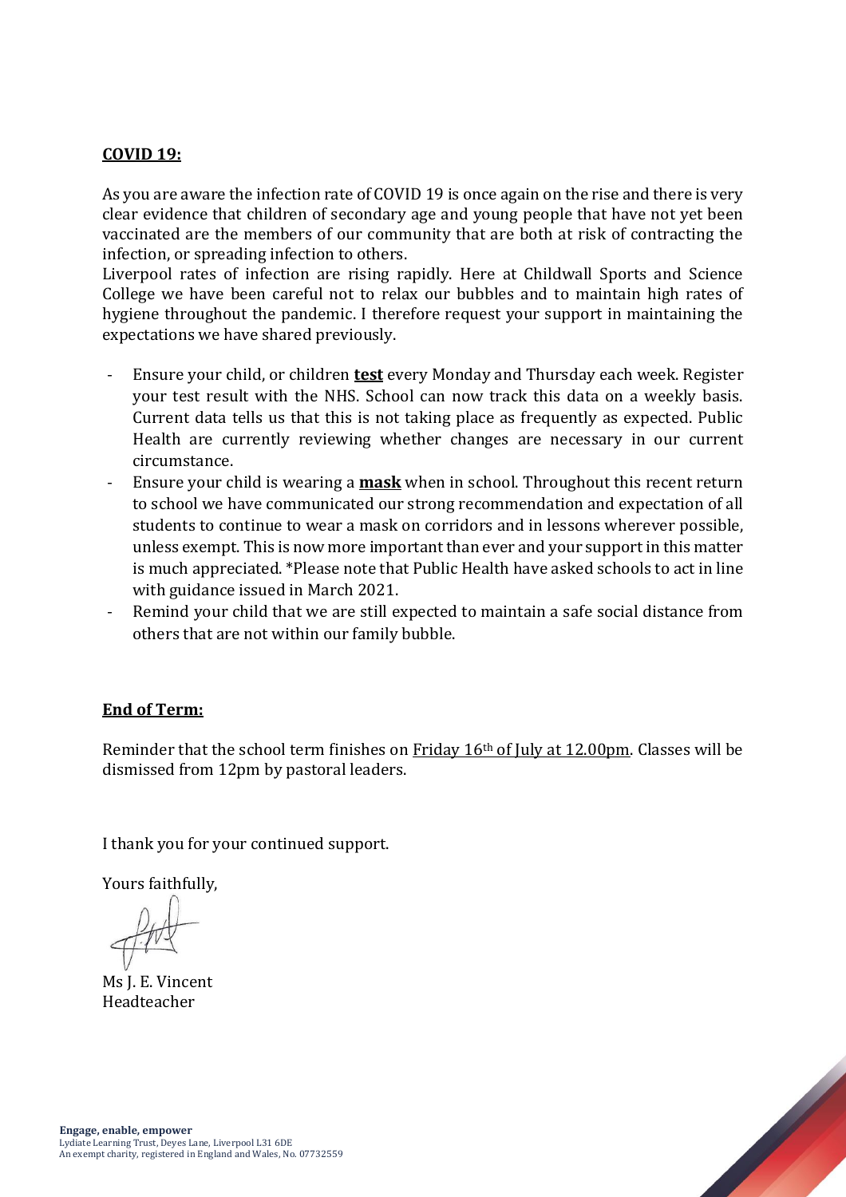**COVID 19:**

As you are aware the infection rate of COVID 19 is once again on the rise and there is very clear evidence that children of secondary age and young people that have not yet been vaccinated are the members of our community that are both at risk of contracting the infection, or spreading infection to others.
Liverpool rates of infection are rising rapidly. Here at Childwall Sports and Science College we have been careful not to relax our bubbles and to maintain high rates of hygiene throughout the pandemic. I therefore request your support in maintaining the expectations we have shared previously.

- Ensure your child, or children **test** every Monday and Thursday each week. Register your test result with the NHS. School can now track this data on a weekly basis. Current data tells us that this is not taking place as frequently as expected. Public Health are currently reviewing whether changes are necessary in our current circumstance.
- Ensure your child is wearing a **mask** when in school. Throughout this recent return to school we have communicated our strong recommendation and expectation of all students to continue to wear a mask on corridors and in lessons wherever possible, unless exempt. This is now more important than ever and your support in this matter is much appreciated. *Please note that Public Health have asked schools to act in line with guidance issued in March 2021.
- Remind your child that we are still expected to maintain a safe social distance from others that are not within our family bubble.

**End of Term:**

Reminder that the school term finishes on Friday 16th of July at 12.00pm. Classes will be dismissed from 12pm by pastoral leaders.

I thank you for your continued support.

Yours faithfully,

Ms J. E. Vincent
Headteacher

**Engage, enable, empower**
Lydiate Learning Trust, Deyes Lane, Liverpool L31 6DE
An exempt charity, registered in England and Wales, No. 07732559